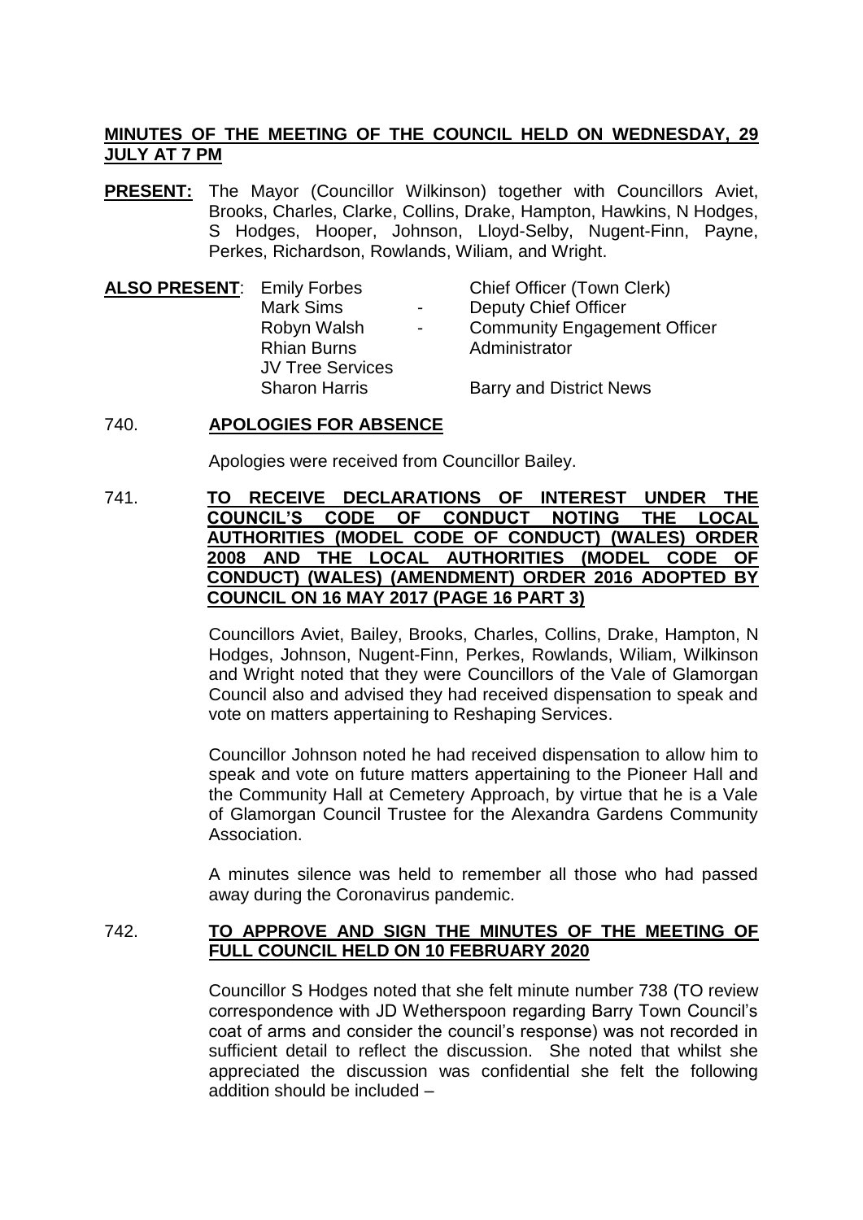**MINUTES OF THE MEETING OF THE COUNCIL HELD ON WEDNESDAY, 29 JULY AT 7 PM**

**PRESENT:** The Mayor (Councillor Wilkinson) together with Councillors Aviet, Brooks, Charles, Clarke, Collins, Drake, Hampton, Hawkins, N Hodges, S Hodges, Hooper, Johnson, Lloyd-Selby, Nugent-Finn, Payne, Perkes, Richardson, Rowlands, Wiliam, and Wright.

| **ALSO PRESENT**: | | |
|---|---|---|
| Emily Forbes | | Chief Officer (Town Clerk) |
| Mark Sims | - | Deputy Chief Officer |
| Robyn Walsh | - | Community Engagement Officer |
| Rhian Burns | | Administrator |
| JV Tree Services | | |
| Sharon Harris | | Barry and District News |

740. **APOLOGIES FOR ABSENCE**

Apologies were received from Councillor Bailey.

741. **TO RECEIVE DECLARATIONS OF INTEREST UNDER THE COUNCIL'S CODE OF CONDUCT NOTING THE LOCAL AUTHORITIES (MODEL CODE OF CONDUCT) (WALES) ORDER 2008 AND THE LOCAL AUTHORITIES (MODEL CODE OF CONDUCT) (WALES) (AMENDMENT) ORDER 2016 ADOPTED BY COUNCIL ON 16 MAY 2017 (PAGE 16 PART 3)**

Councillors Aviet, Bailey, Brooks, Charles, Collins, Drake, Hampton, N Hodges, Johnson, Nugent-Finn, Perkes, Rowlands, Wiliam, Wilkinson and Wright noted that they were Councillors of the Vale of Glamorgan Council also and advised they had received dispensation to speak and vote on matters appertaining to Reshaping Services.

Councillor Johnson noted he had received dispensation to allow him to speak and vote on future matters appertaining to the Pioneer Hall and the Community Hall at Cemetery Approach, by virtue that he is a Vale of Glamorgan Council Trustee for the Alexandra Gardens Community Association.

A minutes silence was held to remember all those who had passed away during the Coronavirus pandemic.

742. **TO APPROVE AND SIGN THE MINUTES OF THE MEETING OF FULL COUNCIL HELD ON 10 FEBRUARY 2020**

Councillor S Hodges noted that she felt minute number 738 (TO review correspondence with JD Wetherspoon regarding Barry Town Council's coat of arms and consider the council's response) was not recorded in sufficient detail to reflect the discussion. She noted that whilst she appreciated the discussion was confidential she felt the following addition should be included –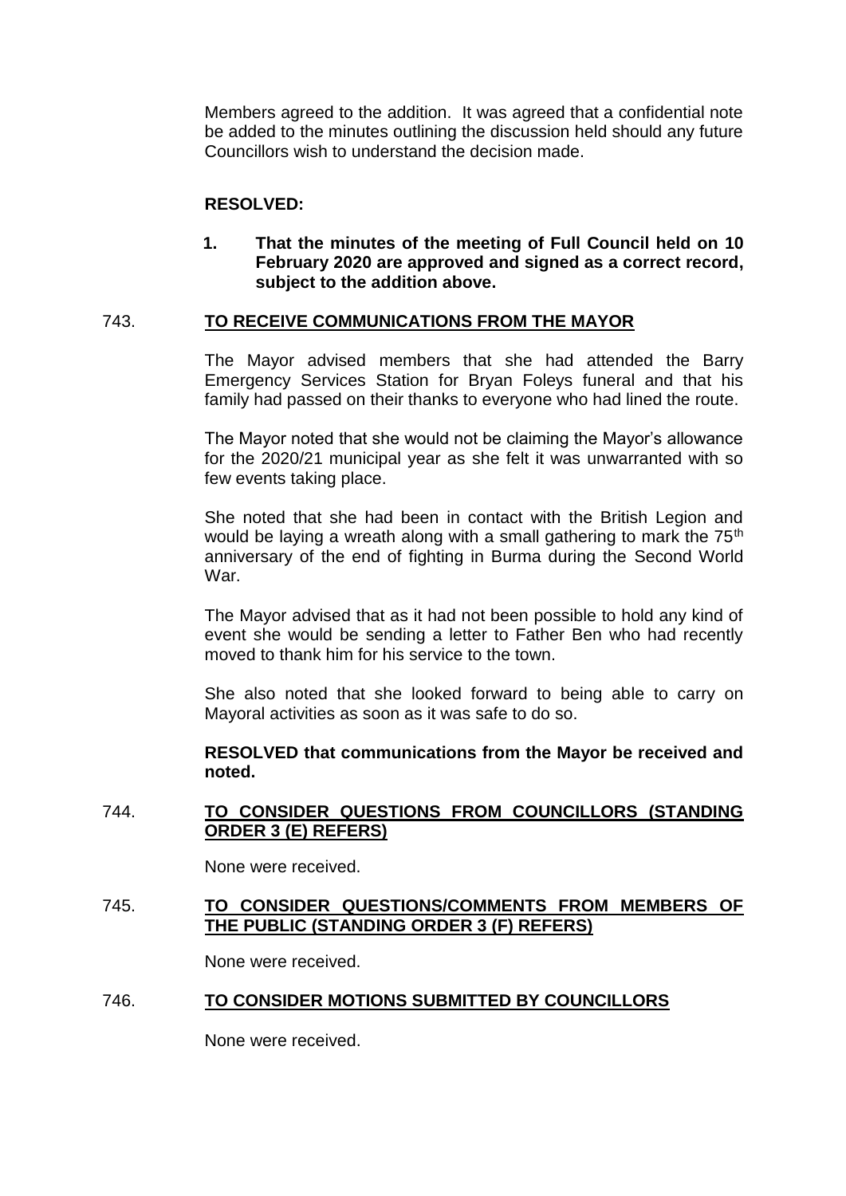Members agreed to the addition. It was agreed that a confidential note be added to the minutes outlining the discussion held should any future Councillors wish to understand the decision made.

**RESOLVED:**

1. **That the minutes of the meeting of Full Council held on 10 February 2020 are approved and signed as a correct record, subject to the addition above.**

## 743. TO RECEIVE COMMUNICATIONS FROM THE MAYOR

The Mayor advised members that she had attended the Barry Emergency Services Station for Bryan Foleys funeral and that his family had passed on their thanks to everyone who had lined the route.

The Mayor noted that she would not be claiming the Mayor's allowance for the 2020/21 municipal year as she felt it was unwarranted with so few events taking place.

She noted that she had been in contact with the British Legion and would be laying a wreath along with a small gathering to mark the 75th anniversary of the end of fighting in Burma during the Second World War.

The Mayor advised that as it had not been possible to hold any kind of event she would be sending a letter to Father Ben who had recently moved to thank him for his service to the town.

She also noted that she looked forward to being able to carry on Mayoral activities as soon as it was safe to do so.

**RESOLVED that communications from the Mayor be received and noted.**

## 744. TO CONSIDER QUESTIONS FROM COUNCILLORS (STANDING ORDER 3 (E) REFERS)

None were received.

## 745. TO CONSIDER QUESTIONS/COMMENTS FROM MEMBERS OF THE PUBLIC (STANDING ORDER 3 (F) REFERS)

None were received.

## 746. TO CONSIDER MOTIONS SUBMITTED BY COUNCILLORS

None were received.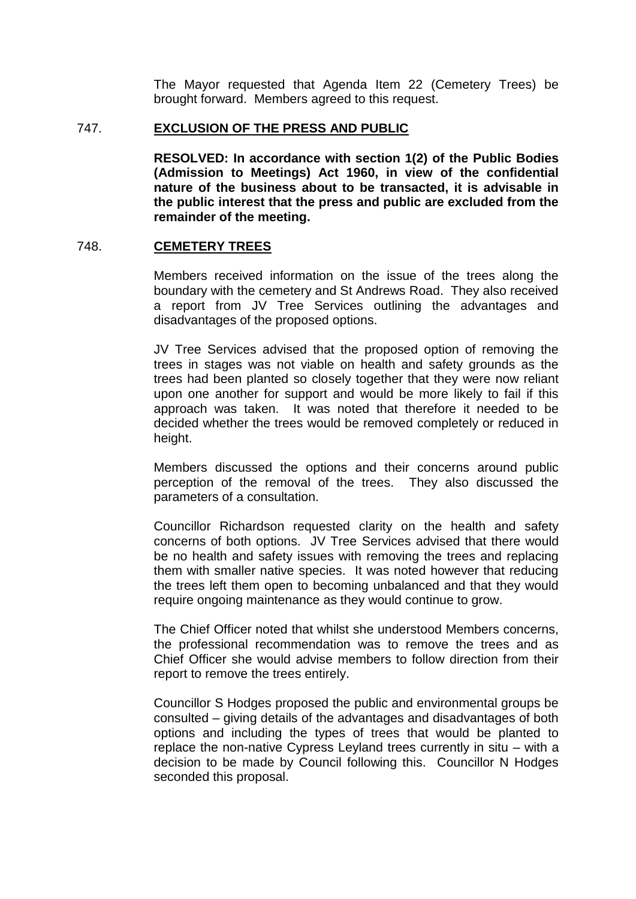The Mayor requested that Agenda Item 22 (Cemetery Trees) be brought forward. Members agreed to this request.

## 747. EXCLUSION OF THE PRESS AND PUBLIC

**RESOLVED: In accordance with section 1(2) of the Public Bodies (Admission to Meetings) Act 1960, in view of the confidential nature of the business about to be transacted, it is advisable in the public interest that the press and public are excluded from the remainder of the meeting.**

## 748. CEMETERY TREES

Members received information on the issue of the trees along the boundary with the cemetery and St Andrews Road. They also received a report from JV Tree Services outlining the advantages and disadvantages of the proposed options.

JV Tree Services advised that the proposed option of removing the trees in stages was not viable on health and safety grounds as the trees had been planted so closely together that they were now reliant upon one another for support and would be more likely to fail if this approach was taken. It was noted that therefore it needed to be decided whether the trees would be removed completely or reduced in height.

Members discussed the options and their concerns around public perception of the removal of the trees. They also discussed the parameters of a consultation.

Councillor Richardson requested clarity on the health and safety concerns of both options. JV Tree Services advised that there would be no health and safety issues with removing the trees and replacing them with smaller native species. It was noted however that reducing the trees left them open to becoming unbalanced and that they would require ongoing maintenance as they would continue to grow.

The Chief Officer noted that whilst she understood Members concerns, the professional recommendation was to remove the trees and as Chief Officer she would advise members to follow direction from their report to remove the trees entirely.

Councillor S Hodges proposed the public and environmental groups be consulted – giving details of the advantages and disadvantages of both options and including the types of trees that would be planted to replace the non-native Cypress Leyland trees currently in situ – with a decision to be made by Council following this. Councillor N Hodges seconded this proposal.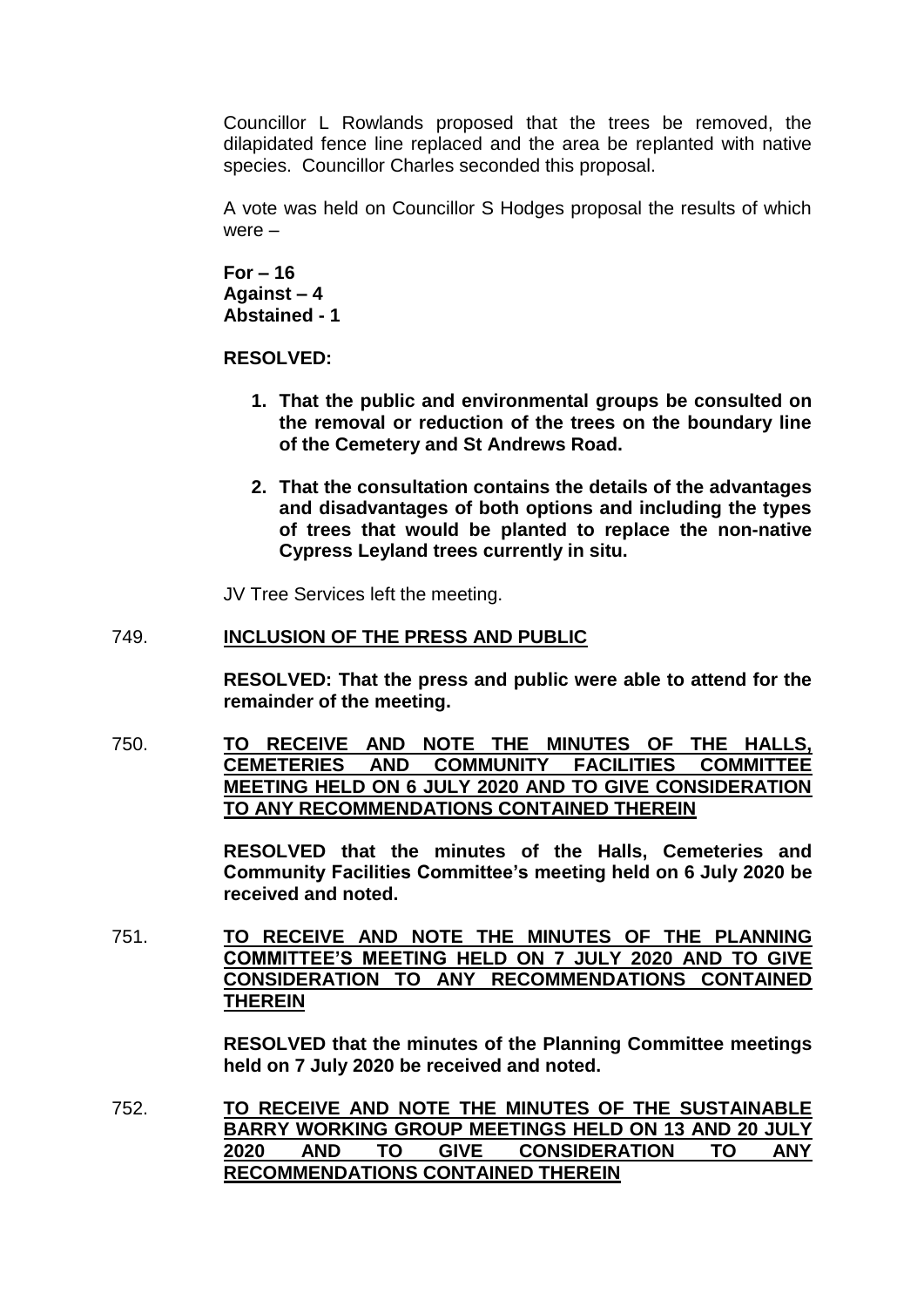Councillor L Rowlands proposed that the trees be removed, the dilapidated fence line replaced and the area be replanted with native species. Councillor Charles seconded this proposal.

A vote was held on Councillor S Hodges proposal the results of which were –

**For – 16**
**Against – 4**
**Abstained - 1**

**RESOLVED:**

1. **That the public and environmental groups be consulted on the removal or reduction of the trees on the boundary line of the Cemetery and St Andrews Road.**
2. **That the consultation contains the details of the advantages and disadvantages of both options and including the types of trees that would be planted to replace the non-native Cypress Leyland trees currently in situ.**

JV Tree Services left the meeting.

749. **INCLUSION OF THE PRESS AND PUBLIC**

**RESOLVED: That the press and public were able to attend for the remainder of the meeting.**

750. **TO RECEIVE AND NOTE THE MINUTES OF THE HALLS, CEMETERIES AND COMMUNITY FACILITIES COMMITTEE MEETING HELD ON 6 JULY 2020 AND TO GIVE CONSIDERATION TO ANY RECOMMENDATIONS CONTAINED THEREIN**

**RESOLVED that the minutes of the Halls, Cemeteries and Community Facilities Committee's meeting held on 6 July 2020 be received and noted.**

751. **TO RECEIVE AND NOTE THE MINUTES OF THE PLANNING COMMITTEE'S MEETING HELD ON 7 JULY 2020 AND TO GIVE CONSIDERATION TO ANY RECOMMENDATIONS CONTAINED THEREIN**

**RESOLVED that the minutes of the Planning Committee meetings held on 7 July 2020 be received and noted.**

752. **TO RECEIVE AND NOTE THE MINUTES OF THE SUSTAINABLE BARRY WORKING GROUP MEETINGS HELD ON 13 AND 20 JULY 2020 AND TO GIVE CONSIDERATION TO ANY RECOMMENDATIONS CONTAINED THEREIN**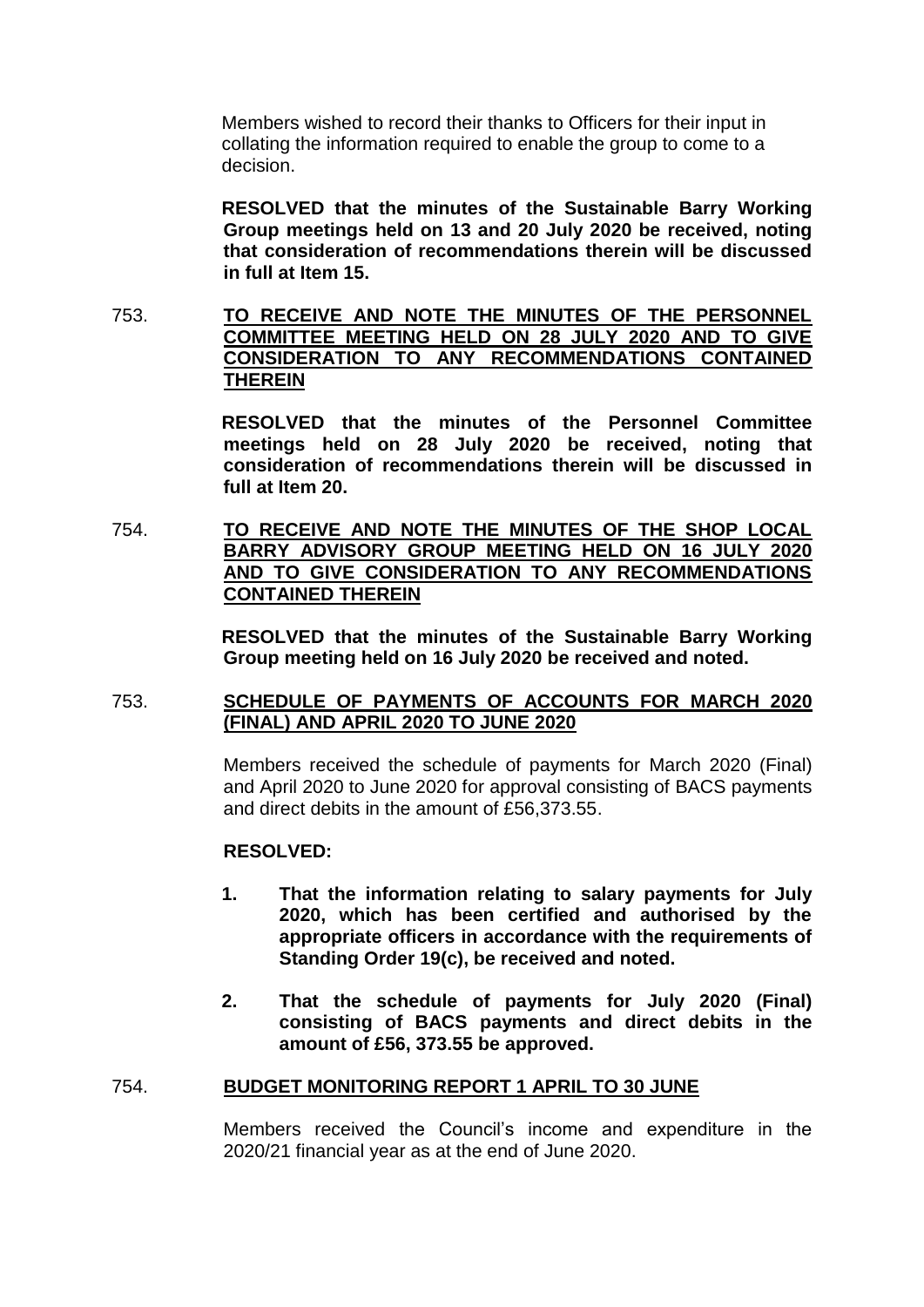Members wished to record their thanks to Officers for their input in collating the information required to enable the group to come to a decision.

**RESOLVED that the minutes of the Sustainable Barry Working Group meetings held on 13 and 20 July 2020 be received, noting that consideration of recommendations therein will be discussed in full at Item 15.**

753. **TO RECEIVE AND NOTE THE MINUTES OF THE PERSONNEL COMMITTEE MEETING HELD ON 28 JULY 2020 AND TO GIVE CONSIDERATION TO ANY RECOMMENDATIONS CONTAINED THEREIN**

**RESOLVED that the minutes of the Personnel Committee meetings held on 28 July 2020 be received, noting that consideration of recommendations therein will be discussed in full at Item 20.**

754. **TO RECEIVE AND NOTE THE MINUTES OF THE SHOP LOCAL BARRY ADVISORY GROUP MEETING HELD ON 16 JULY 2020 AND TO GIVE CONSIDERATION TO ANY RECOMMENDATIONS CONTAINED THEREIN**

**RESOLVED that the minutes of the Sustainable Barry Working Group meeting held on 16 July 2020 be received and noted.**

753. **SCHEDULE OF PAYMENTS OF ACCOUNTS FOR MARCH 2020 (FINAL) AND APRIL 2020 TO JUNE 2020**

Members received the schedule of payments for March 2020 (Final) and April 2020 to June 2020 for approval consisting of BACS payments and direct debits in the amount of £56,373.55.

**RESOLVED:**

1. **That the information relating to salary payments for July 2020, which has been certified and authorised by the appropriate officers in accordance with the requirements of Standing Order 19(c), be received and noted.**

2. **That the schedule of payments for July 2020 (Final) consisting of BACS payments and direct debits in the amount of £56, 373.55 be approved.**

754. **BUDGET MONITORING REPORT 1 APRIL TO 30 JUNE**

Members received the Council's income and expenditure in the 2020/21 financial year as at the end of June 2020.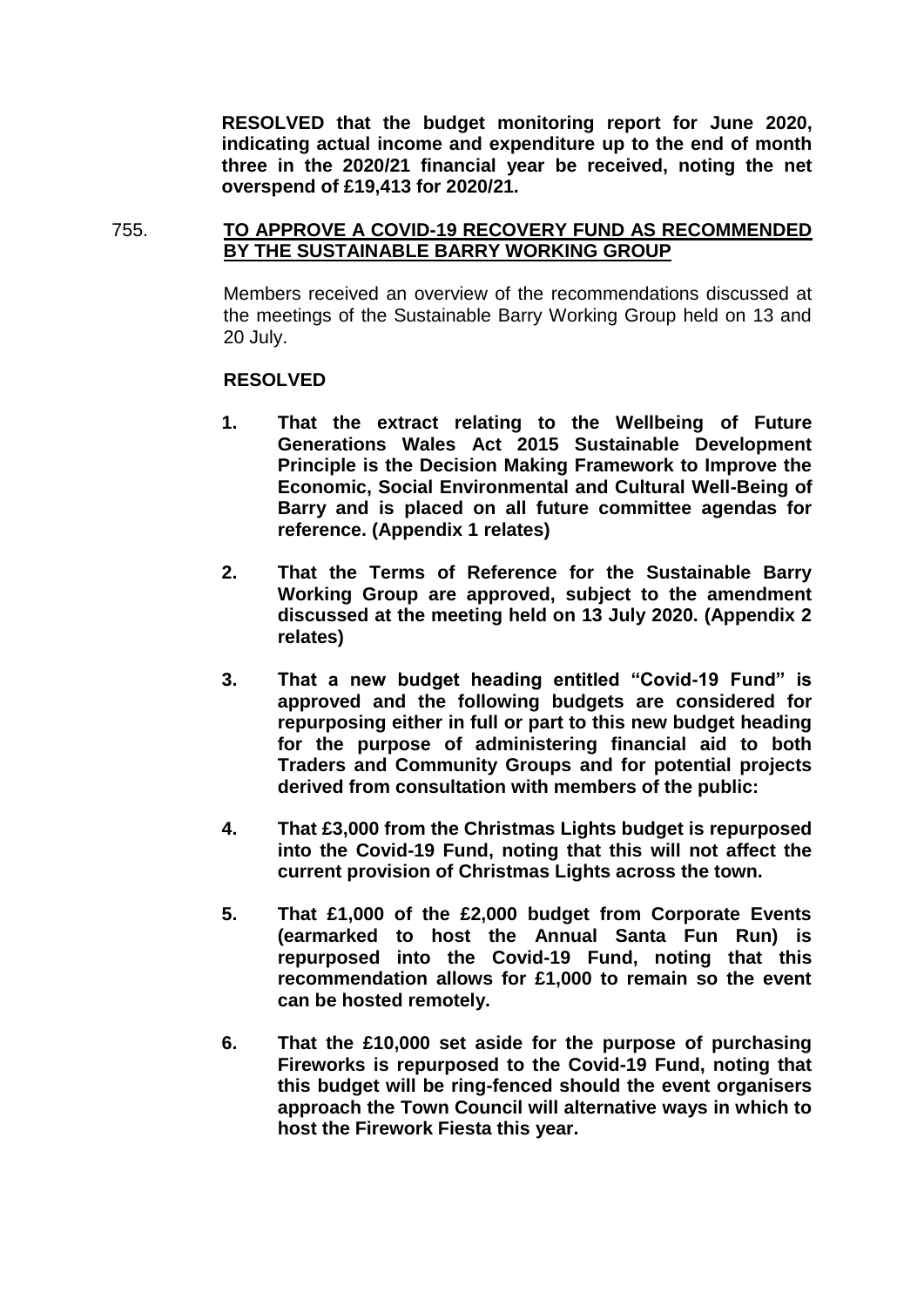**RESOLVED that the budget monitoring report for June 2020, indicating actual income and expenditure up to the end of month three in the 2020/21 financial year be received, noting the net overspend of £19,413 for 2020/21.**

755. **TO APPROVE A COVID-19 RECOVERY FUND AS RECOMMENDED BY THE SUSTAINABLE BARRY WORKING GROUP**

Members received an overview of the recommendations discussed at the meetings of the Sustainable Barry Working Group held on 13 and 20 July.

**RESOLVED**

1. **That the extract relating to the Wellbeing of Future Generations Wales Act 2015 Sustainable Development Principle is the Decision Making Framework to Improve the Economic, Social Environmental and Cultural Well-Being of Barry and is placed on all future committee agendas for reference. (Appendix 1 relates)**

2. **That the Terms of Reference for the Sustainable Barry Working Group are approved, subject to the amendment discussed at the meeting held on 13 July 2020. (Appendix 2 relates)**

3. **That a new budget heading entitled "Covid-19 Fund" is approved and the following budgets are considered for repurposing either in full or part to this new budget heading for the purpose of administering financial aid to both Traders and Community Groups and for potential projects derived from consultation with members of the public:**

4. **That £3,000 from the Christmas Lights budget is repurposed into the Covid-19 Fund, noting that this will not affect the current provision of Christmas Lights across the town.**

5. **That £1,000 of the £2,000 budget from Corporate Events (earmarked to host the Annual Santa Fun Run) is repurposed into the Covid-19 Fund, noting that this recommendation allows for £1,000 to remain so the event can be hosted remotely.**

6. **That the £10,000 set aside for the purpose of purchasing Fireworks is repurposed to the Covid-19 Fund, noting that this budget will be ring-fenced should the event organisers approach the Town Council will alternative ways in which to host the Firework Fiesta this year.**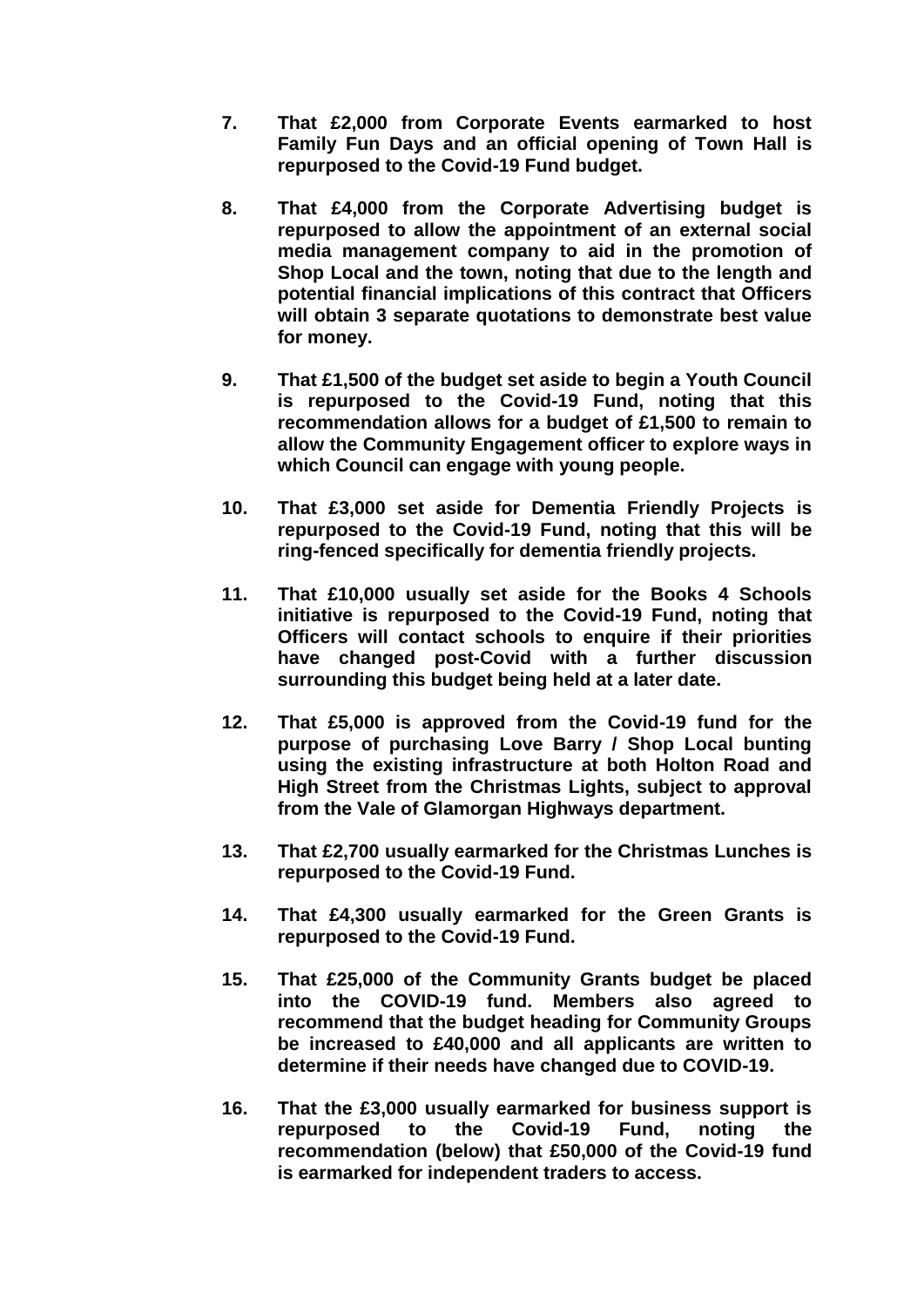7. **That £2,000 from Corporate Events earmarked to host Family Fun Days and an official opening of Town Hall is repurposed to the Covid-19 Fund budget.**

8. **That £4,000 from the Corporate Advertising budget is repurposed to allow the appointment of an external social media management company to aid in the promotion of Shop Local and the town, noting that due to the length and potential financial implications of this contract that Officers will obtain 3 separate quotations to demonstrate best value for money.**

9. **That £1,500 of the budget set aside to begin a Youth Council is repurposed to the Covid-19 Fund, noting that this recommendation allows for a budget of £1,500 to remain to allow the Community Engagement officer to explore ways in which Council can engage with young people.**

10. **That £3,000 set aside for Dementia Friendly Projects is repurposed to the Covid-19 Fund, noting that this will be ring-fenced specifically for dementia friendly projects.**

11. **That £10,000 usually set aside for the Books 4 Schools initiative is repurposed to the Covid-19 Fund, noting that Officers will contact schools to enquire if their priorities have changed post-Covid with a further discussion surrounding this budget being held at a later date.**

12. **That £5,000 is approved from the Covid-19 fund for the purpose of purchasing Love Barry / Shop Local bunting using the existing infrastructure at both Holton Road and High Street from the Christmas Lights, subject to approval from the Vale of Glamorgan Highways department.**

13. **That £2,700 usually earmarked for the Christmas Lunches is repurposed to the Covid-19 Fund.**

14. **That £4,300 usually earmarked for the Green Grants is repurposed to the Covid-19 Fund.**

15. **That £25,000 of the Community Grants budget be placed into the COVID-19 fund. Members also agreed to recommend that the budget heading for Community Groups be increased to £40,000 and all applicants are written to determine if their needs have changed due to COVID-19.**

16. **That the £3,000 usually earmarked for business support is repurposed to the Covid-19 Fund, noting the recommendation (below) that £50,000 of the Covid-19 fund is earmarked for independent traders to access.**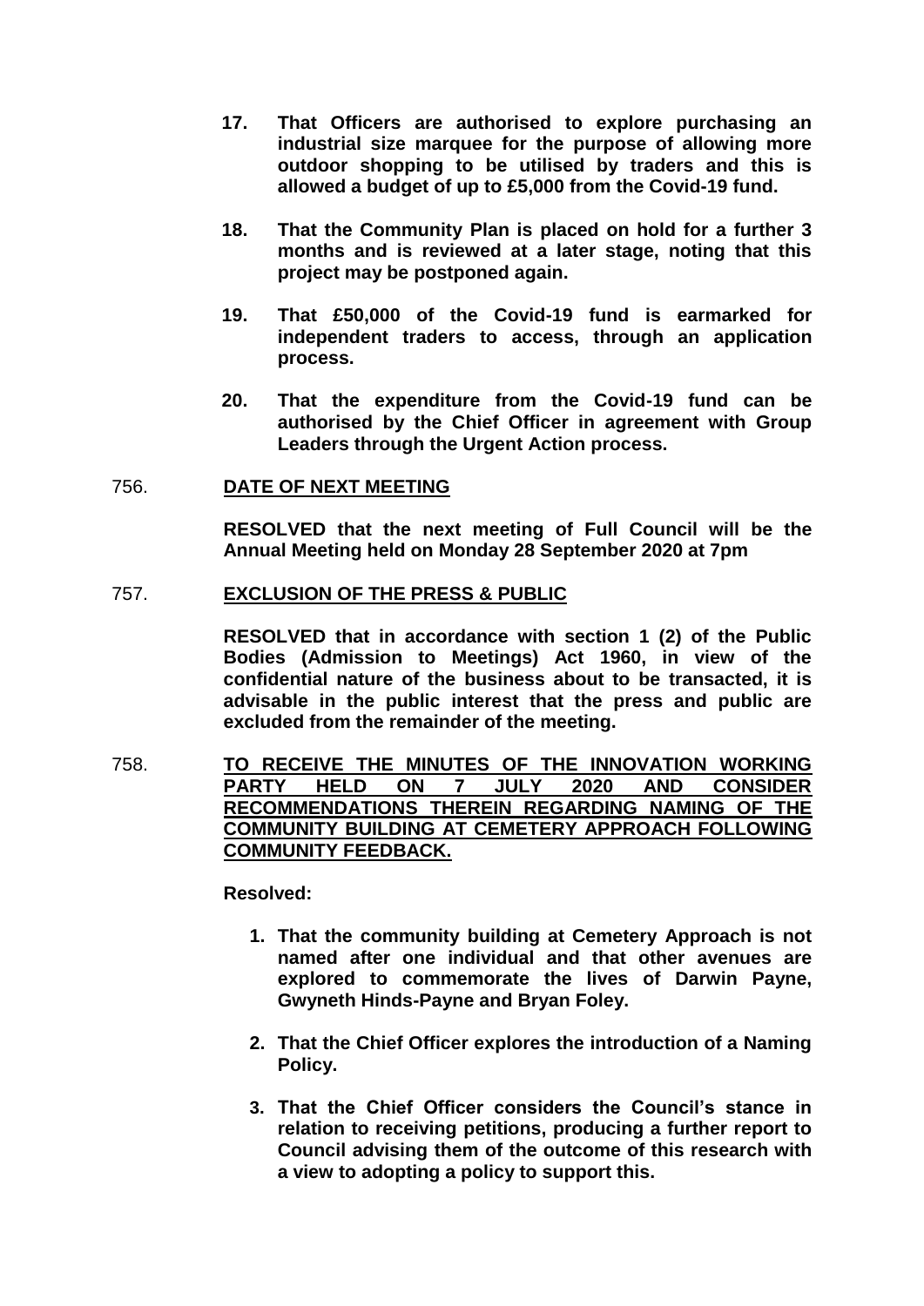17. **That Officers are authorised to explore purchasing an industrial size marquee for the purpose of allowing more outdoor shopping to be utilised by traders and this is allowed a budget of up to £5,000 from the Covid-19 fund.**

18. **That the Community Plan is placed on hold for a further 3 months and is reviewed at a later stage, noting that this project may be postponed again.**

19. **That £50,000 of the Covid-19 fund is earmarked for independent traders to access, through an application process.**

20. **That the expenditure from the Covid-19 fund can be authorised by the Chief Officer in agreement with Group Leaders through the Urgent Action process.**

756. **DATE OF NEXT MEETING**

**RESOLVED that the next meeting of Full Council will be the Annual Meeting held on Monday 28 September 2020 at 7pm**

757. **EXCLUSION OF THE PRESS & PUBLIC**

**RESOLVED that in accordance with section 1 (2) of the Public Bodies (Admission to Meetings) Act 1960, in view of the confidential nature of the business about to be transacted, it is advisable in the public interest that the press and public are excluded from the remainder of the meeting.**

758. **TO RECEIVE THE MINUTES OF THE INNOVATION WORKING PARTY HELD ON 7 JULY 2020 AND CONSIDER RECOMMENDATIONS THEREIN REGARDING NAMING OF THE COMMUNITY BUILDING AT CEMETERY APPROACH FOLLOWING COMMUNITY FEEDBACK.**

**Resolved:**

1. **That the community building at Cemetery Approach is not named after one individual and that other avenues are explored to commemorate the lives of Darwin Payne, Gwyneth Hinds-Payne and Bryan Foley.**

2. **That the Chief Officer explores the introduction of a Naming Policy.**

3. **That the Chief Officer considers the Council's stance in relation to receiving petitions, producing a further report to Council advising them of the outcome of this research with a view to adopting a policy to support this.**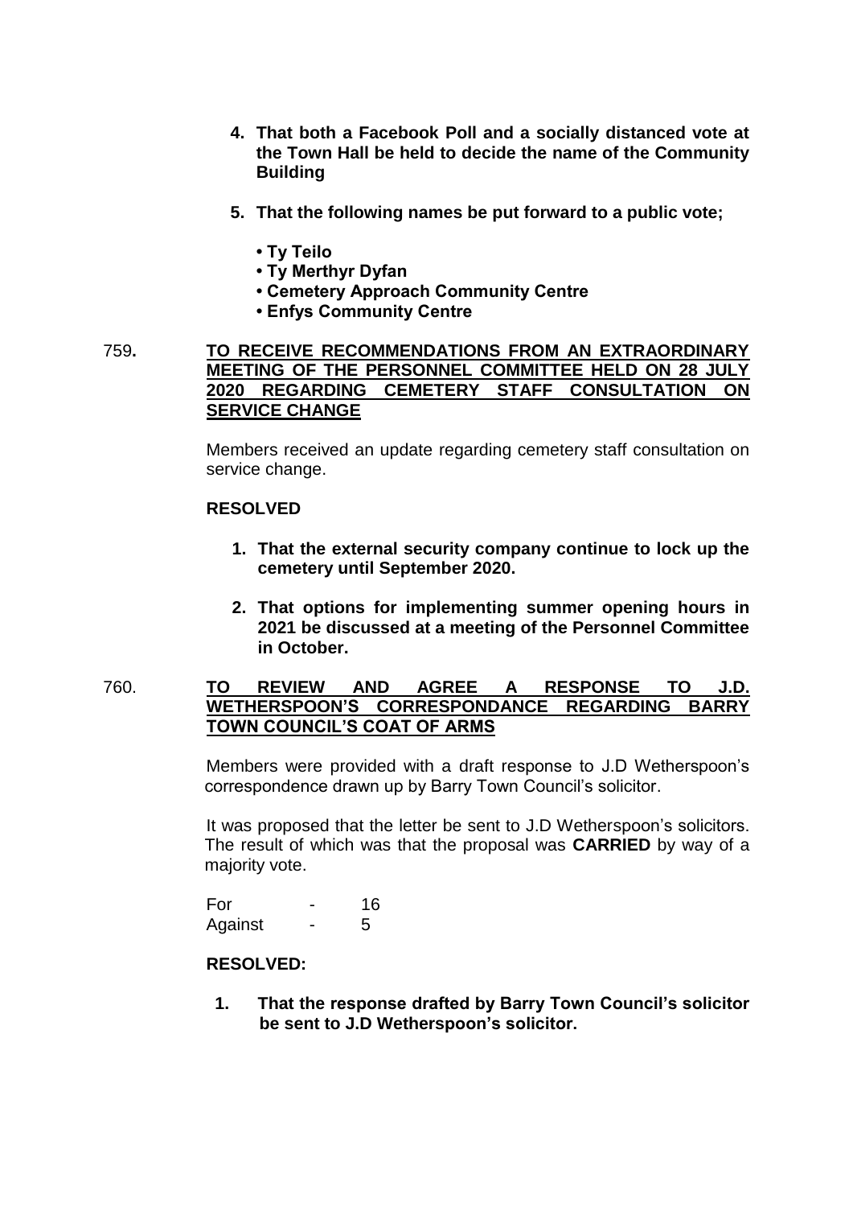4. **That both a Facebook Poll and a socially distanced vote at the Town Hall be held to decide the name of the Community Building**

5. **That the following names be put forward to a public vote;**

   - **Ty Teilo**
   - **Ty Merthyr Dyfan**
   - **Cemetery Approach Community Centre**
   - **Enfys Community Centre**

**759. <u>TO RECEIVE RECOMMENDATIONS FROM AN EXTRAORDINARY MEETING OF THE PERSONNEL COMMITTEE HELD ON 28 JULY 2020 REGARDING CEMETERY STAFF CONSULTATION ON SERVICE CHANGE</u>**

Members received an update regarding cemetery staff consultation on service change.

**RESOLVED**

1. **That the external security company continue to lock up the cemetery until September 2020.**

2. **That options for implementing summer opening hours in 2021 be discussed at a meeting of the Personnel Committee in October.**

**760. <u>TO REVIEW AND AGREE A RESPONSE TO J.D. WETHERSPOON'S CORRESPONDANCE REGARDING BARRY TOWN COUNCIL'S COAT OF ARMS</u>**

Members were provided with a draft response to J.D Wetherspoon's correspondence drawn up by Barry Town Council's solicitor.

It was proposed that the letter be sent to J.D Wetherspoon's solicitors. The result of which was that the proposal was **CARRIED** by way of a majority vote.

| | | |
|---|---|---|
| For | - | 16 |
| Against | - | 5 |

**RESOLVED:**

1. **That the response drafted by Barry Town Council's solicitor be sent to J.D Wetherspoon's solicitor.**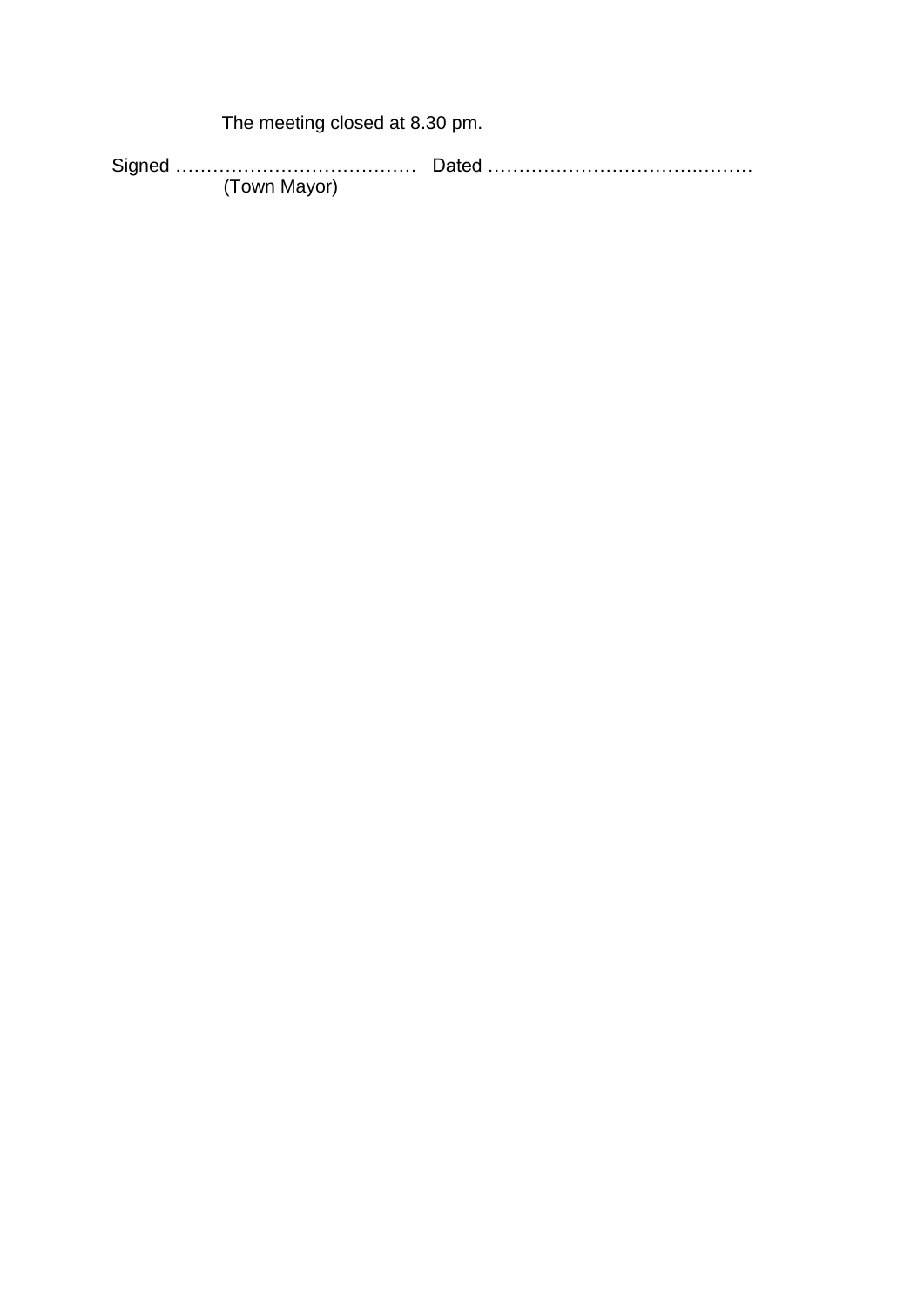The meeting closed at 8.30 pm.

Signed ………………………………… Dated ……………………………………
(Town Mayor)